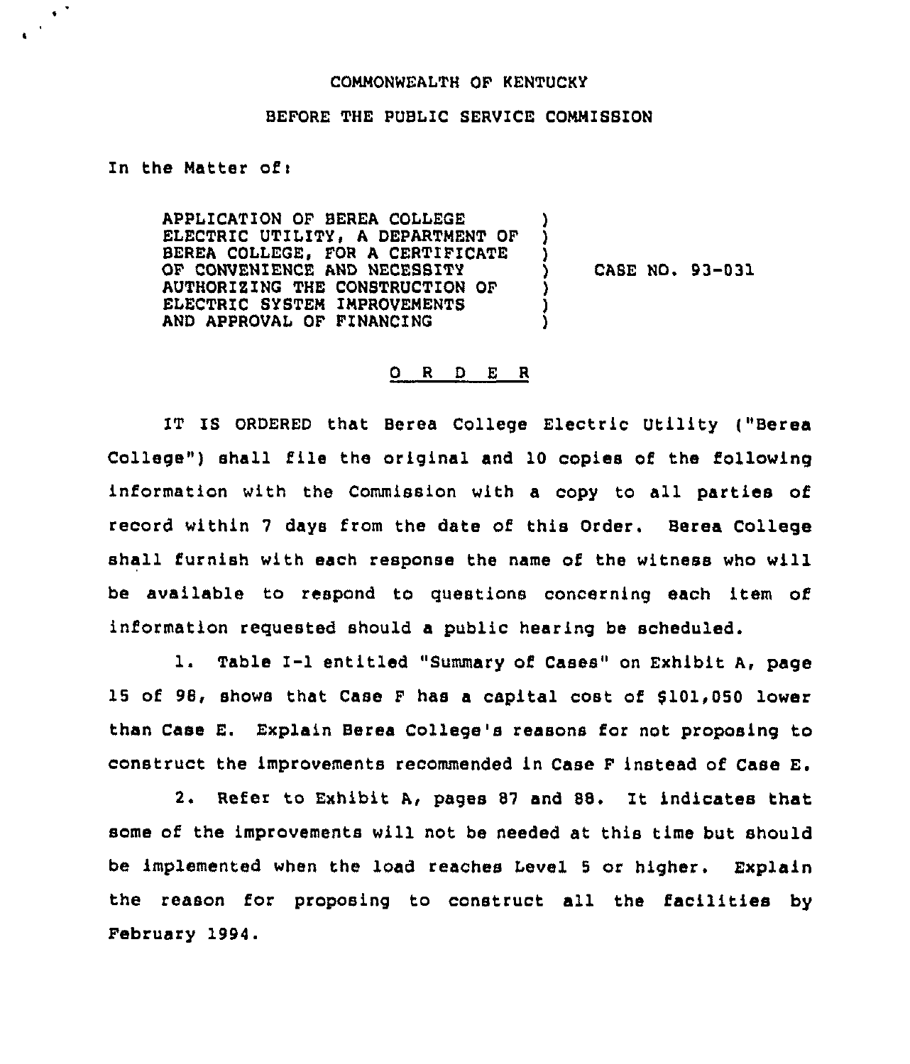COMMONWEALTH OF KENTUCKY

BEFORE THE PUBLIC SERVICE COMMISSION

In the Matter of:

APPLICATION OF BEREA COLLEGE ELECTRIC UTILITY, A DEPARTMENT OF BEREA COLLEGE, FOR A CERTIFICATE OF CONVENIENCE AND NECESSITY AUTHORIZING THE CONSTRUCTION OF ELECTRIC SYSTEM IMPROVEMENTS AND APPROVAL OF FINANCING ) CASE NO. 93-031

O R D E R

IT IS ORDERED that Berea College Electric Utility ("Berea College") shall file the original and 10 copies of the following information with the Commission with a copy to all parties of record within 7 days from the date of this Order. Berea College shall furnish with each response the name of the witness who will be available to respond to questions concerning each item of information requested should a public hearing be scheduled.

1. Table I-1 entitled "Summary of Cases" on Exhibit A, page 15 of 98, shows that Case F has a capital cost of $101,050 lower than Case E. Explain Berea College's reasons for not proposing to construct the improvements recommended in Case F instead of Case E.

2. Refer to Exhibit A, pages 87 and 88. It indicates that some of the improvements will not be needed at this time but should be implemented when the load reaches Level 5 or higher. Explain the reason for proposing to construct all the facilities by February 1994.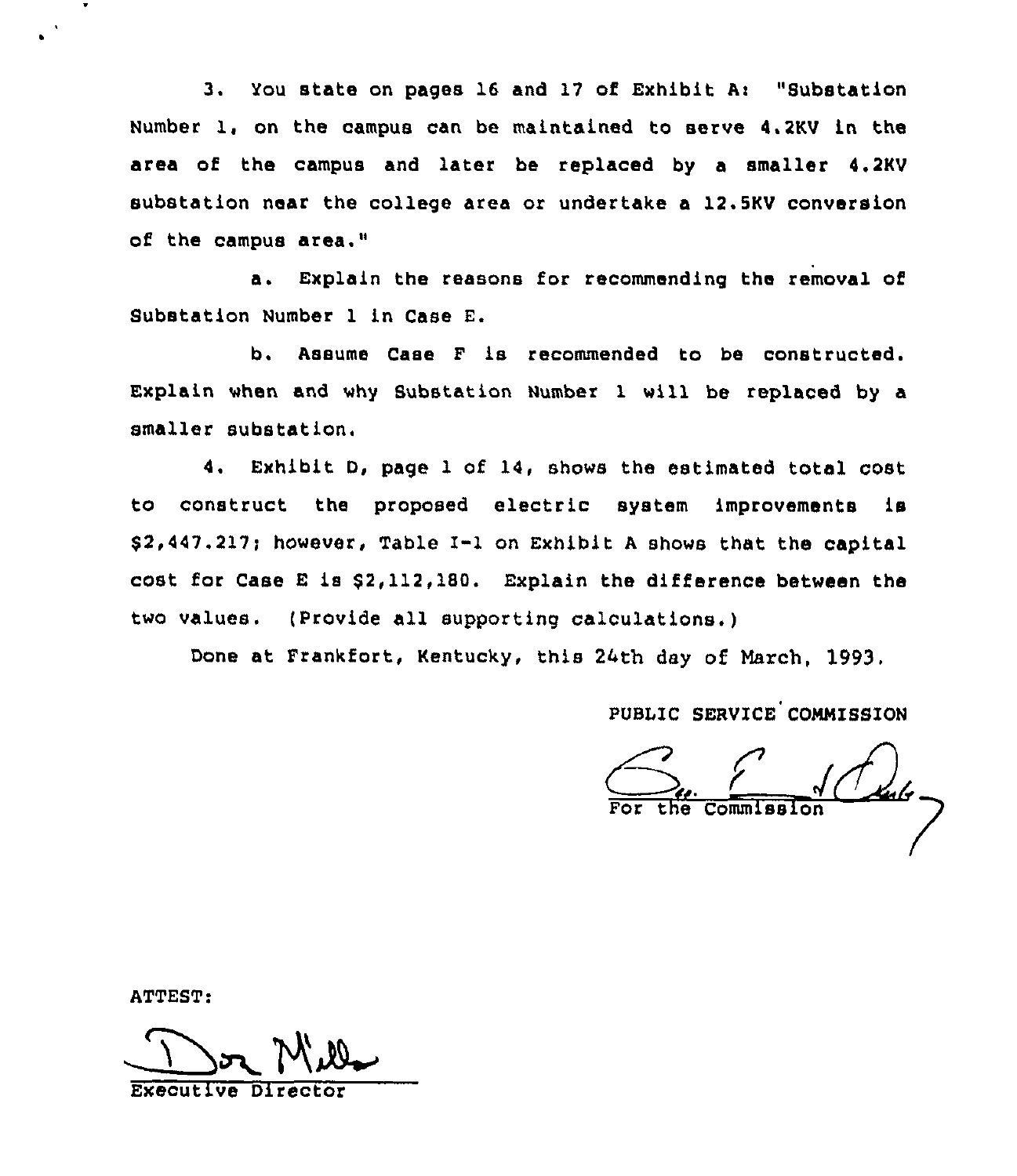3. You state on pages 16 and 17 of Exhibit A: "Substation Number 1, on the campus can be maintained to serve 4.2KV in the area of the campus and later be replaced by a smaller 4.2KV substation near the college area or undertake a 12.5KV conversion of the campus area."

a. Explain the reasons for recommending the removal of Substation Number 1 in Case E.

b. Assume Case F is recommended to be constructed. Explain when and why Substation Number 1 will be replaced by a smaller substation.

4. Exhibit D, page 1 of 14, shows the estimated total cost to construct the proposed electric system improvements is $2,447.217; however, Table I-1 on Exhibit A shows that the capital cost for Case E is $2,112,180. Explain the difference between the two values. (Provide all supporting calculations.)

Done at Frankfort, Kentucky, this 24th day of March, 1993.

PUBLIC SERVICE COMMISSION

For the Commission

ATTEST:

Executive Director